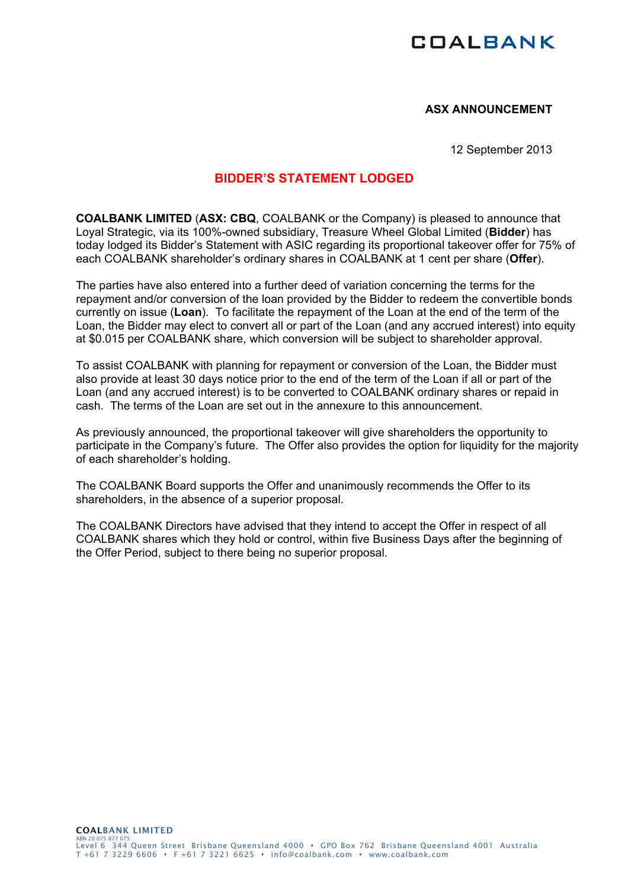COALBANK

**ASX ANNOUNCEMENT**

12 September 2013

## BIDDER'S STATEMENT LODGED

**COALBANK LIMITED** (**ASX: CBQ**, COALBANK or the Company) is pleased to announce that Loyal Strategic, via its 100%-owned subsidiary, Treasure Wheel Global Limited (**Bidder**) has today lodged its Bidder's Statement with ASIC regarding its proportional takeover offer for 75% of each COALBANK shareholder's ordinary shares in COALBANK at 1 cent per share (**Offer**).

The parties have also entered into a further deed of variation concerning the terms for the repayment and/or conversion of the loan provided by the Bidder to redeem the convertible bonds currently on issue (**Loan**). To facilitate the repayment of the Loan at the end of the term of the Loan, the Bidder may elect to convert all or part of the Loan (and any accrued interest) into equity at $0.015 per COALBANK share, which conversion will be subject to shareholder approval.

To assist COALBANK with planning for repayment or conversion of the Loan, the Bidder must also provide at least 30 days notice prior to the end of the term of the Loan if all or part of the Loan (and any accrued interest) is to be converted to COALBANK ordinary shares or repaid in cash. The terms of the Loan are set out in the annexure to this announcement.

As previously announced, the proportional takeover will give shareholders the opportunity to participate in the Company's future. The Offer also provides the option for liquidity for the majority of each shareholder's holding.

The COALBANK Board supports the Offer and unanimously recommends the Offer to its shareholders, in the absence of a superior proposal.

The COALBANK Directors have advised that they intend to accept the Offer in respect of all COALBANK shares which they hold or control, within five Business Days after the beginning of the Offer Period, subject to there being no superior proposal.

COALBANK LIMITED
ABN 20 075 877 075
Level 6 344 Queen Street Brisbane Queensland 4000 • GPO Box 762 Brisbane Queensland 4001 Australia
T +61 7 3229 6606 • F +61 7 3221 6625 • info@coalbank.com • www.coalbank.com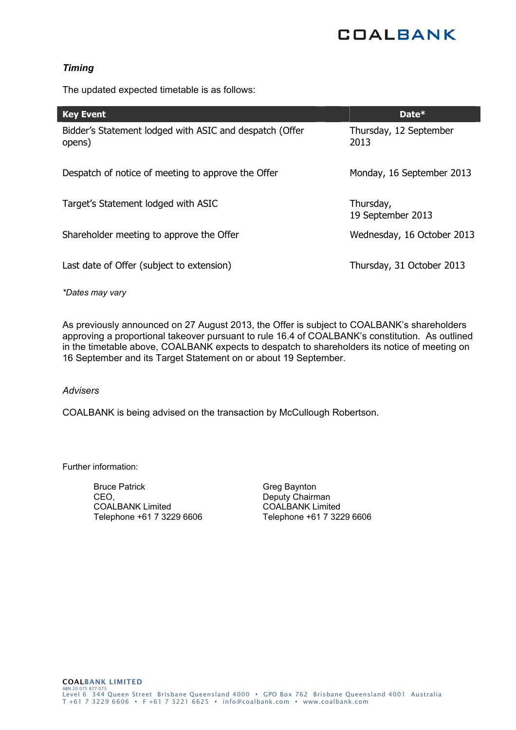***Timing***

The updated expected timetable is as follows:

| Key Event | Date* |
| --- | --- |
| Bidder's Statement lodged with ASIC and despatch (Offer opens) | Thursday, 12 September 2013 |
| Despatch of notice of meeting to approve the Offer | Monday, 16 September 2013 |
| Target's Statement lodged with ASIC | Thursday, 19 September 2013 |
| Shareholder meeting to approve the Offer | Wednesday, 16 October 2013 |
| Last date of Offer (subject to extension) | Thursday, 31 October 2013 |

**Dates may vary*

As previously announced on 27 August 2013, the Offer is subject to COALBANK's shareholders approving a proportional takeover pursuant to rule 16.4 of COALBANK's constitution. As outlined in the timetable above, COALBANK expects to despatch to shareholders its notice of meeting on 16 September and its Target Statement on or about 19 September.

*Advisers*

COALBANK is being advised on the transaction by McCullough Robertson.

Further information:

Bruce Patrick
CEO,
COALBANK Limited
Telephone +61 7 3229 6606

Greg Baynton
Deputy Chairman
COALBANK Limited
Telephone +61 7 3229 6606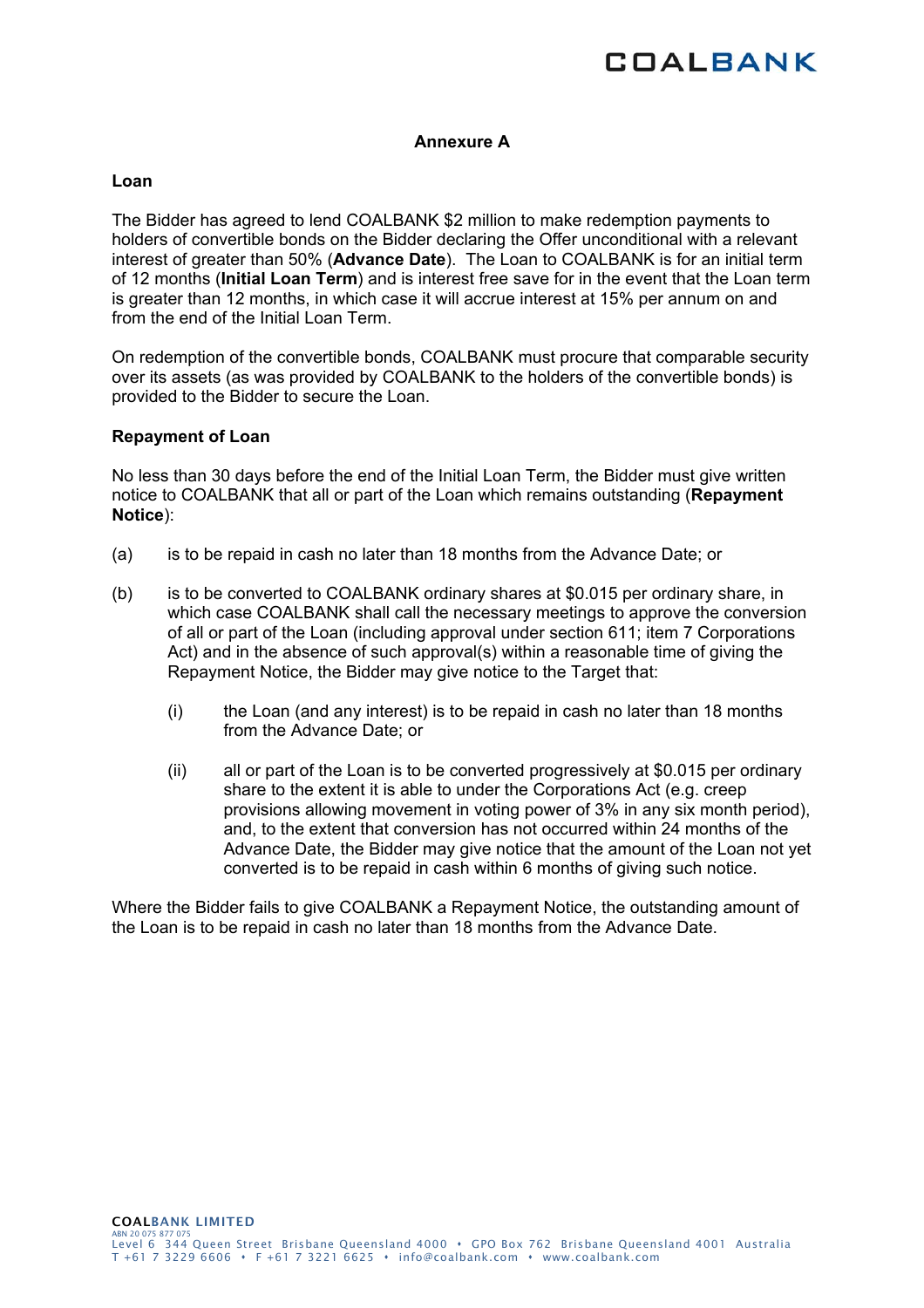# Annexure A

## Loan

The Bidder has agreed to lend COALBANK $2 million to make redemption payments to holders of convertible bonds on the Bidder declaring the Offer unconditional with a relevant interest of greater than 50% (**Advance Date**). The Loan to COALBANK is for an initial term of 12 months (**Initial Loan Term**) and is interest free save for in the event that the Loan term is greater than 12 months, in which case it will accrue interest at 15% per annum on and from the end of the Initial Loan Term.

On redemption of the convertible bonds, COALBANK must procure that comparable security over its assets (as was provided by COALBANK to the holders of the convertible bonds) is provided to the Bidder to secure the Loan.

## Repayment of Loan

No less than 30 days before the end of the Initial Loan Term, the Bidder must give written notice to COALBANK that all or part of the Loan which remains outstanding (**Repayment Notice**):

(a) is to be repaid in cash no later than 18 months from the Advance Date; or

(b) is to be converted to COALBANK ordinary shares at $0.015 per ordinary share, in which case COALBANK shall call the necessary meetings to approve the conversion of all or part of the Loan (including approval under section 611; item 7 Corporations Act) and in the absence of such approval(s) within a reasonable time of giving the Repayment Notice, the Bidder may give notice to the Target that:

   (i) the Loan (and any interest) is to be repaid in cash no later than 18 months from the Advance Date; or

   (ii) all or part of the Loan is to be converted progressively at $0.015 per ordinary share to the extent it is able to under the Corporations Act (e.g. creep provisions allowing movement in voting power of 3% in any six month period), and, to the extent that conversion has not occurred within 24 months of the Advance Date, the Bidder may give notice that the amount of the Loan not yet converted is to be repaid in cash within 6 months of giving such notice.

Where the Bidder fails to give COALBANK a Repayment Notice, the outstanding amount of the Loan is to be repaid in cash no later than 18 months from the Advance Date.